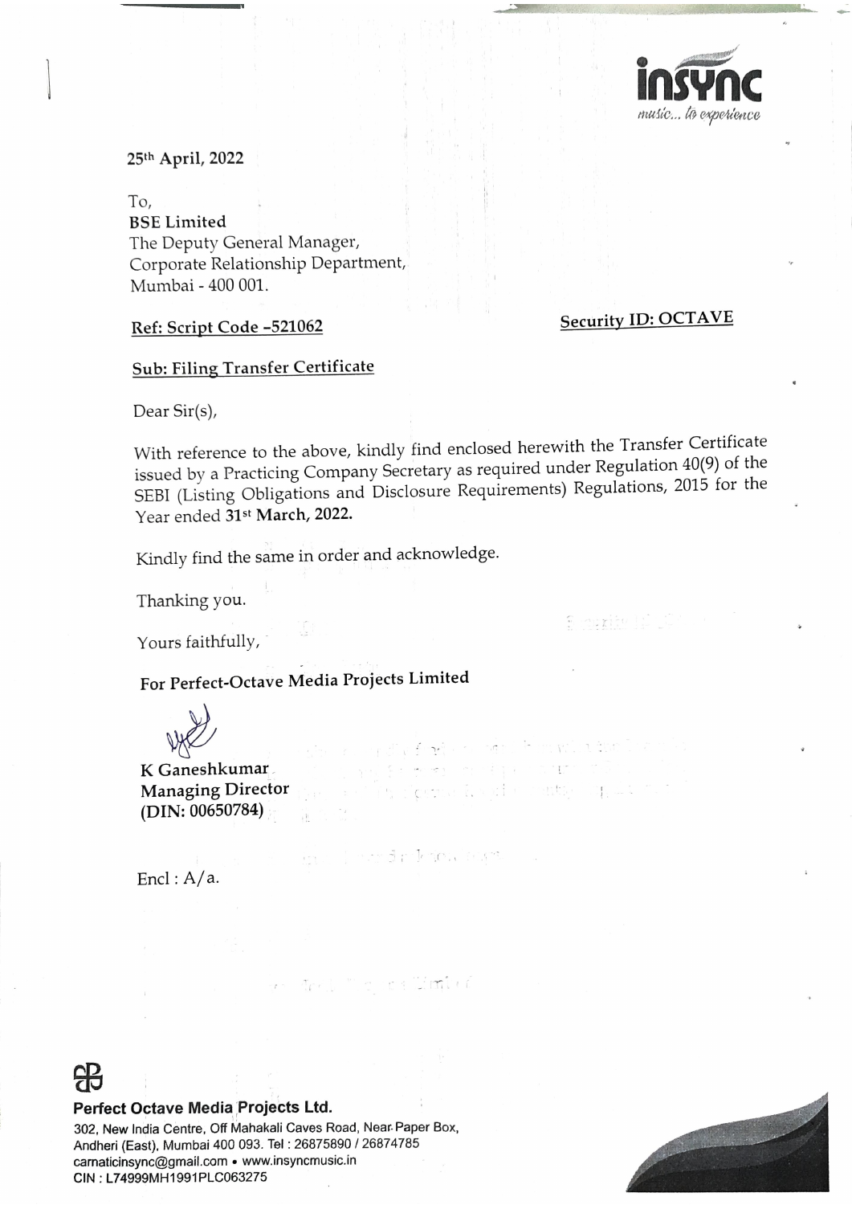insync
*music... to experience*

25th April, 2022

To,
**BSE Limited**
The Deputy General Manager,
Corporate Relationship Department,
Mumbai - 400 001.

**Ref: Script Code –521062** **Security ID: OCTAVE**

**Sub: Filing Transfer Certificate**

Dear Sir(s),

With reference to the above, kindly find enclosed herewith the Transfer Certificate issued by a Practicing Company Secretary as required under Regulation 40(9) of the SEBI (Listing Obligations and Disclosure Requirements) Regulations, 2015 for the Year ended **31st March, 2022.**

Kindly find the same in order and acknowledge.

Thanking you.

Yours faithfully,

**For Perfect-Octave Media Projects Limited**

**K Ganeshkumar**
**Managing Director**
**(DIN: 00650784)**

Encl : A/a.

**Perfect Octave Media Projects Ltd.**
302, New India Centre, Off Mahakali Caves Road, Near Paper Box, Andheri (East), Mumbai 400 093. Tel : 26875890 / 26874785
carnaticinsync@gmail.com • www.insyncmusic.in
CIN : L74999MH1991PLC063275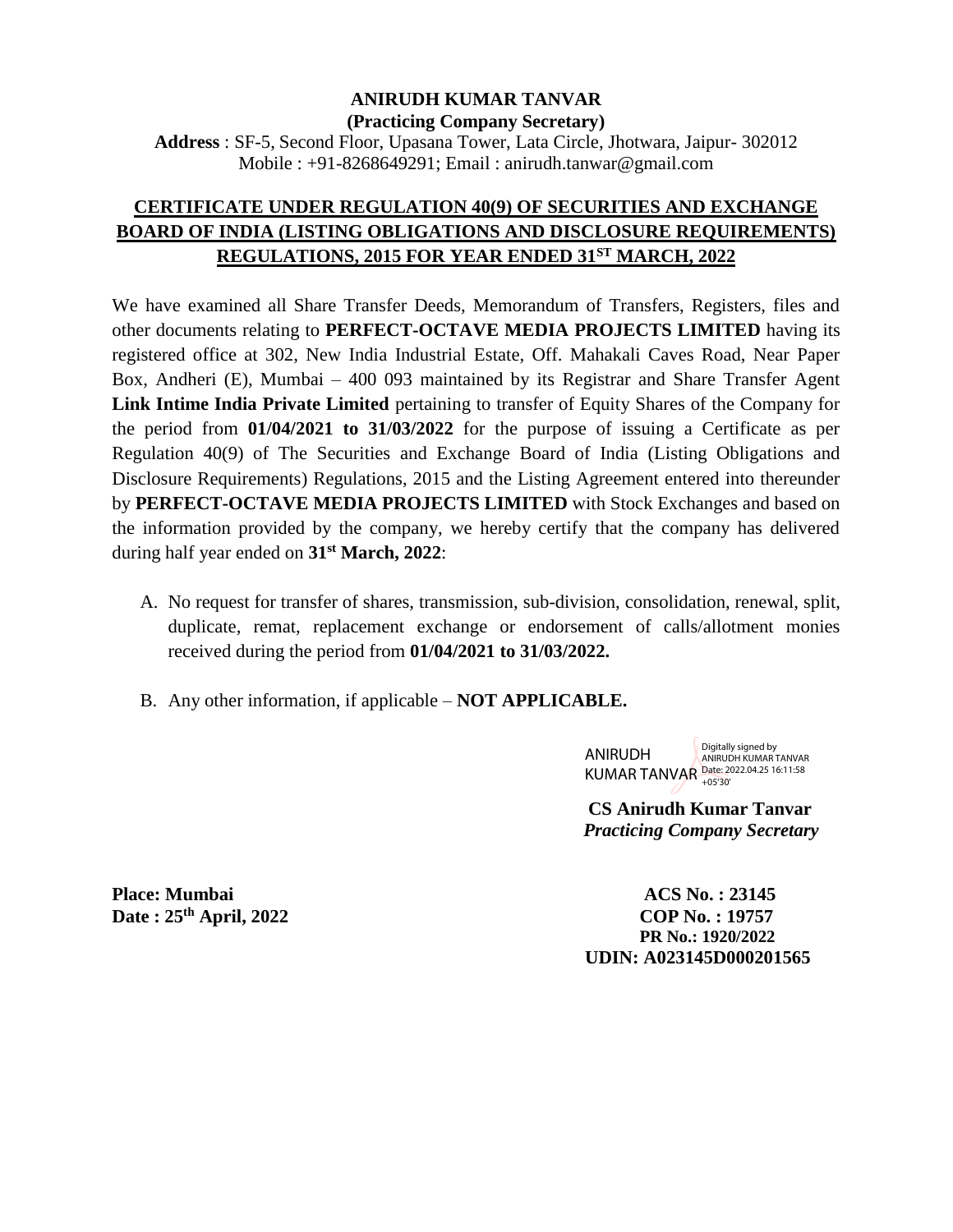**ANIRUDH KUMAR TANVAR**
**(Practicing Company Secretary)**
**Address** : SF-5, Second Floor, Upasana Tower, Lata Circle, Jhotwara, Jaipur- 302012
Mobile : +91-8268649291; Email : anirudh.tanwar@gmail.com

## CERTIFICATE UNDER REGULATION 40(9) OF SECURITIES AND EXCHANGE BOARD OF INDIA (LISTING OBLIGATIONS AND DISCLOSURE REQUIREMENTS) REGULATIONS, 2015 FOR YEAR ENDED 31ST MARCH, 2022

We have examined all Share Transfer Deeds, Memorandum of Transfers, Registers, files and other documents relating to **PERFECT-OCTAVE MEDIA PROJECTS LIMITED** having its registered office at 302, New India Industrial Estate, Off. Mahakali Caves Road, Near Paper Box, Andheri (E), Mumbai – 400 093 maintained by its Registrar and Share Transfer Agent **Link Intime India Private Limited** pertaining to transfer of Equity Shares of the Company for the period from **01/04/2021 to 31/03/2022** for the purpose of issuing a Certificate as per Regulation 40(9) of The Securities and Exchange Board of India (Listing Obligations and Disclosure Requirements) Regulations, 2015 and the Listing Agreement entered into thereunder by **PERFECT-OCTAVE MEDIA PROJECTS LIMITED** with Stock Exchanges and based on the information provided by the company, we hereby certify that the company has delivered during half year ended on **31st March, 2022**:

A. No request for transfer of shares, transmission, sub-division, consolidation, renewal, split, duplicate, remat, replacement exchange or endorsement of calls/allotment monies received during the period from **01/04/2021 to 31/03/2022.**

B. Any other information, if applicable – **NOT APPLICABLE.**

ANIRUDH KUMAR TANVAR
Digitally signed by ANIRUDH KUMAR TANVAR
Date: 2022.04.25 16:11:58 +05'30'

**CS Anirudh Kumar Tanvar**
***Practicing Company Secretary***

**Place: Mumbai**
**Date : 25th April, 2022**

**ACS No. : 23145**
**COP No. : 19757**
**PR No.: 1920/2022**
**UDIN: A023145D000201565**